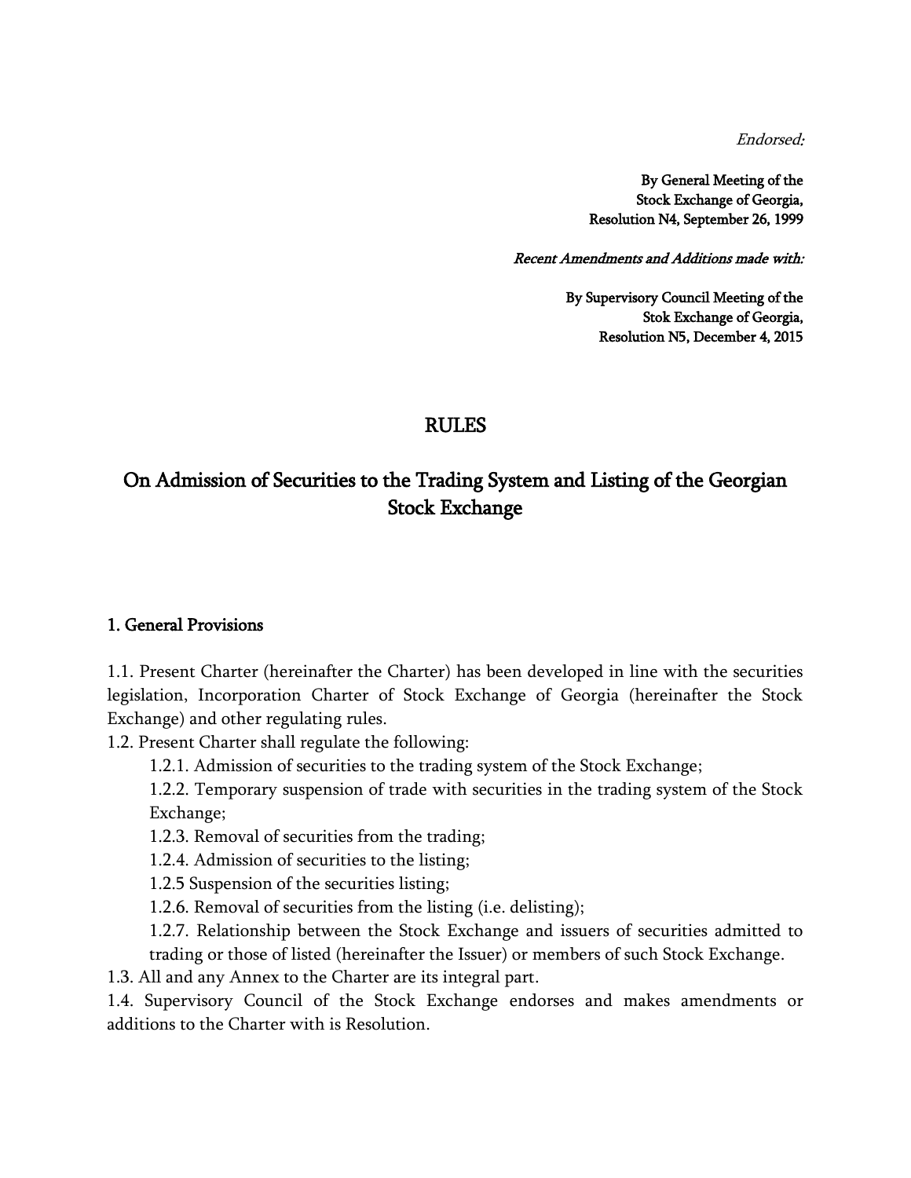*Endorsed:*

**By General Meeting of the**
**Stock Exchange of Georgia,**
**Resolution N4, September 26, 1999**

*Recent Amendments and Additions made with:*

**By Supervisory Council Meeting of the**
**Stok Exchange of Georgia,**
**Resolution N5, December 4, 2015**

# RULES

## On Admission of Securities to the Trading System and Listing of the Georgian Stock Exchange

### 1. General Provisions

1.1. Present Charter (hereinafter the Charter) has been developed in line with the securities legislation, Incorporation Charter of Stock Exchange of Georgia (hereinafter the Stock Exchange) and other regulating rules.

1.2. Present Charter shall regulate the following:

1.2.1. Admission of securities to the trading system of the Stock Exchange;

1.2.2. Temporary suspension of trade with securities in the trading system of the Stock Exchange;

1.2.3. Removal of securities from the trading;

1.2.4. Admission of securities to the listing;

1.2.5 Suspension of the securities listing;

1.2.6. Removal of securities from the listing (i.e. delisting);

1.2.7. Relationship between the Stock Exchange and issuers of securities admitted to trading or those of listed (hereinafter the Issuer) or members of such Stock Exchange.

1.3. All and any Annex to the Charter are its integral part.

1.4. Supervisory Council of the Stock Exchange endorses and makes amendments or additions to the Charter with is Resolution.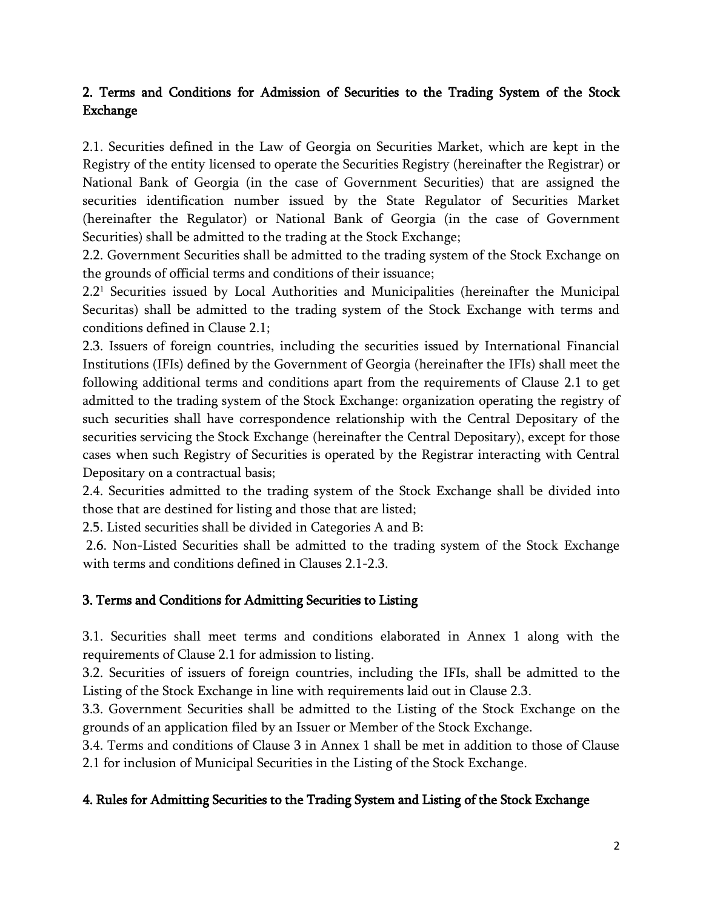## 2. Terms and Conditions for Admission of Securities to the Trading System of the Stock Exchange

2.1. Securities defined in the Law of Georgia on Securities Market, which are kept in the Registry of the entity licensed to operate the Securities Registry (hereinafter the Registrar) or National Bank of Georgia (in the case of Government Securities) that are assigned the securities identification number issued by the State Regulator of Securities Market (hereinafter the Regulator) or National Bank of Georgia (in the case of Government Securities) shall be admitted to the trading at the Stock Exchange;

2.2. Government Securities shall be admitted to the trading system of the Stock Exchange on the grounds of official terms and conditions of their issuance;

2.2[1] Securities issued by Local Authorities and Municipalities (hereinafter the Municipal Securitas) shall be admitted to the trading system of the Stock Exchange with terms and conditions defined in Clause 2.1;

2.3. Issuers of foreign countries, including the securities issued by International Financial Institutions (IFIs) defined by the Government of Georgia (hereinafter the IFIs) shall meet the following additional terms and conditions apart from the requirements of Clause 2.1 to get admitted to the trading system of the Stock Exchange: organization operating the registry of such securities shall have correspondence relationship with the Central Depositary of the securities servicing the Stock Exchange (hereinafter the Central Depositary), except for those cases when such Registry of Securities is operated by the Registrar interacting with Central Depositary on a contractual basis;

2.4. Securities admitted to the trading system of the Stock Exchange shall be divided into those that are destined for listing and those that are listed;

2.5. Listed securities shall be divided in Categories A and B:

2.6. Non-Listed Securities shall be admitted to the trading system of the Stock Exchange with terms and conditions defined in Clauses 2.1-2.3.

## 3. Terms and Conditions for Admitting Securities to Listing

3.1. Securities shall meet terms and conditions elaborated in Annex 1 along with the requirements of Clause 2.1 for admission to listing.

3.2. Securities of issuers of foreign countries, including the IFIs, shall be admitted to the Listing of the Stock Exchange in line with requirements laid out in Clause 2.3.

3.3. Government Securities shall be admitted to the Listing of the Stock Exchange on the grounds of an application filed by an Issuer or Member of the Stock Exchange.

3.4. Terms and conditions of Clause 3 in Annex 1 shall be met in addition to those of Clause 2.1 for inclusion of Municipal Securities in the Listing of the Stock Exchange.

## 4. Rules for Admitting Securities to the Trading System and Listing of the Stock Exchange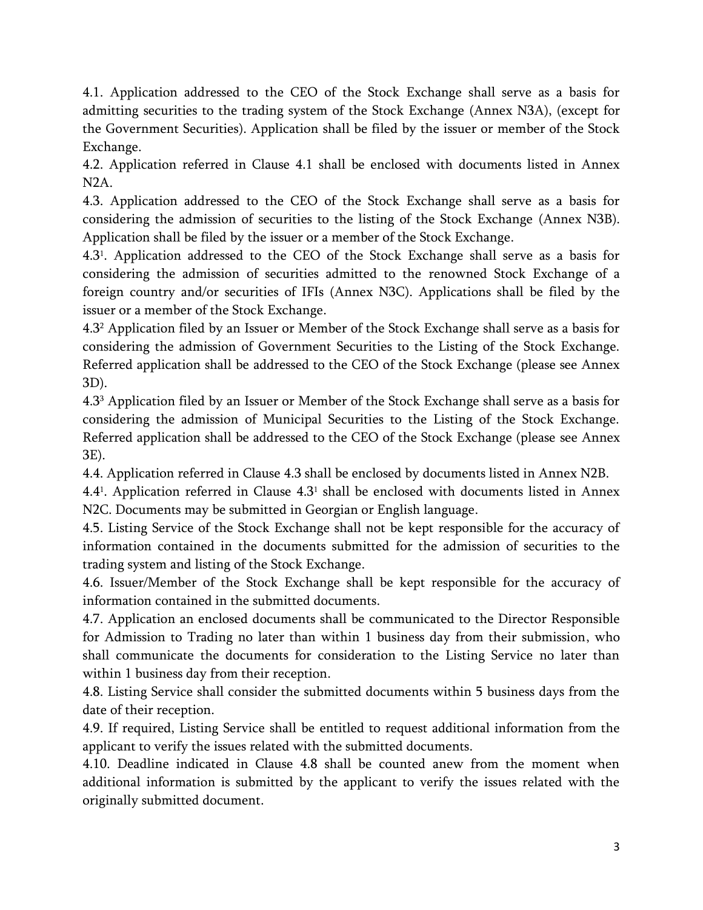4.1. Application addressed to the CEO of the Stock Exchange shall serve as a basis for admitting securities to the trading system of the Stock Exchange (Annex N3A), (except for the Government Securities). Application shall be filed by the issuer or member of the Stock Exchange.

4.2. Application referred in Clause 4.1 shall be enclosed with documents listed in Annex N2A.

4.3. Application addressed to the CEO of the Stock Exchange shall serve as a basis for considering the admission of securities to the listing of the Stock Exchange (Annex N3B). Application shall be filed by the issuer or a member of the Stock Exchange.

4.3[1]. Application addressed to the CEO of the Stock Exchange shall serve as a basis for considering the admission of securities admitted to the renowned Stock Exchange of a foreign country and/or securities of IFIs (Annex N3C). Applications shall be filed by the issuer or a member of the Stock Exchange.

4.3[2] Application filed by an Issuer or Member of the Stock Exchange shall serve as a basis for considering the admission of Government Securities to the Listing of the Stock Exchange. Referred application shall be addressed to the CEO of the Stock Exchange (please see Annex 3D).

4.3[3] Application filed by an Issuer or Member of the Stock Exchange shall serve as a basis for considering the admission of Municipal Securities to the Listing of the Stock Exchange. Referred application shall be addressed to the CEO of the Stock Exchange (please see Annex 3E).

4.4. Application referred in Clause 4.3 shall be enclosed by documents listed in Annex N2B.

4.4[1]. Application referred in Clause 4.3[1] shall be enclosed with documents listed in Annex N2C. Documents may be submitted in Georgian or English language.

4.5. Listing Service of the Stock Exchange shall not be kept responsible for the accuracy of information contained in the documents submitted for the admission of securities to the trading system and listing of the Stock Exchange.

4.6. Issuer/Member of the Stock Exchange shall be kept responsible for the accuracy of information contained in the submitted documents.

4.7. Application an enclosed documents shall be communicated to the Director Responsible for Admission to Trading no later than within 1 business day from their submission, who shall communicate the documents for consideration to the Listing Service no later than within 1 business day from their reception.

4.8. Listing Service shall consider the submitted documents within 5 business days from the date of their reception.

4.9. If required, Listing Service shall be entitled to request additional information from the applicant to verify the issues related with the submitted documents.

4.10. Deadline indicated in Clause 4.8 shall be counted anew from the moment when additional information is submitted by the applicant to verify the issues related with the originally submitted document.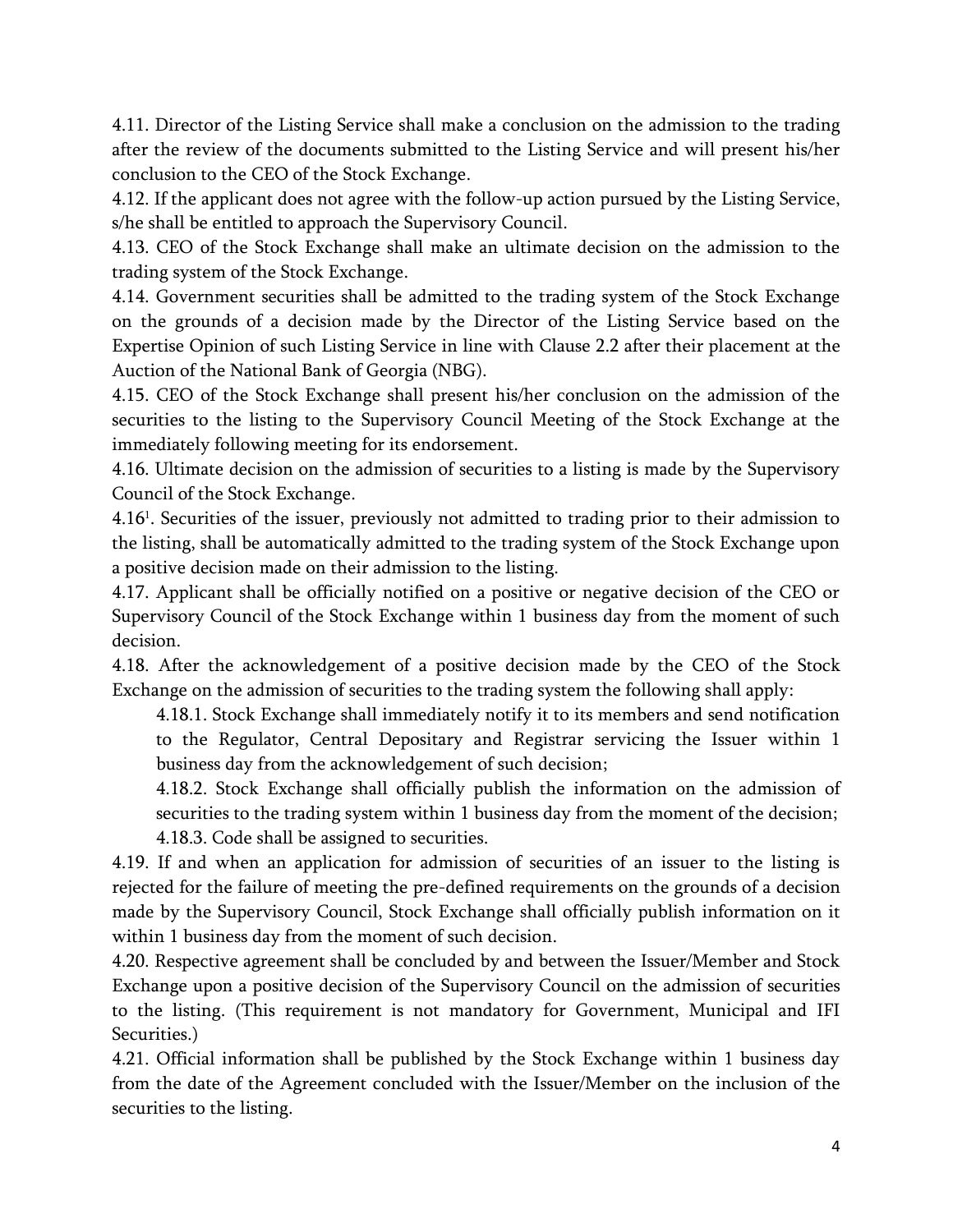4.11. Director of the Listing Service shall make a conclusion on the admission to the trading after the review of the documents submitted to the Listing Service and will present his/her conclusion to the CEO of the Stock Exchange.

4.12. If the applicant does not agree with the follow-up action pursued by the Listing Service, s/he shall be entitled to approach the Supervisory Council.

4.13. CEO of the Stock Exchange shall make an ultimate decision on the admission to the trading system of the Stock Exchange.

4.14. Government securities shall be admitted to the trading system of the Stock Exchange on the grounds of a decision made by the Director of the Listing Service based on the Expertise Opinion of such Listing Service in line with Clause 2.2 after their placement at the Auction of the National Bank of Georgia (NBG).

4.15. CEO of the Stock Exchange shall present his/her conclusion on the admission of the securities to the listing to the Supervisory Council Meeting of the Stock Exchange at the immediately following meeting for its endorsement.

4.16. Ultimate decision on the admission of securities to a listing is made by the Supervisory Council of the Stock Exchange.

4.16[1]. Securities of the issuer, previously not admitted to trading prior to their admission to the listing, shall be automatically admitted to the trading system of the Stock Exchange upon a positive decision made on their admission to the listing.

4.17. Applicant shall be officially notified on a positive or negative decision of the CEO or Supervisory Council of the Stock Exchange within 1 business day from the moment of such decision.

4.18. After the acknowledgement of a positive decision made by the CEO of the Stock Exchange on the admission of securities to the trading system the following shall apply:

4.18.1. Stock Exchange shall immediately notify it to its members and send notification to the Regulator, Central Depositary and Registrar servicing the Issuer within 1 business day from the acknowledgement of such decision;

4.18.2. Stock Exchange shall officially publish the information on the admission of securities to the trading system within 1 business day from the moment of the decision;

4.18.3. Code shall be assigned to securities.

4.19. If and when an application for admission of securities of an issuer to the listing is rejected for the failure of meeting the pre-defined requirements on the grounds of a decision made by the Supervisory Council, Stock Exchange shall officially publish information on it within 1 business day from the moment of such decision.

4.20. Respective agreement shall be concluded by and between the Issuer/Member and Stock Exchange upon a positive decision of the Supervisory Council on the admission of securities to the listing. (This requirement is not mandatory for Government, Municipal and IFI Securities.)

4.21. Official information shall be published by the Stock Exchange within 1 business day from the date of the Agreement concluded with the Issuer/Member on the inclusion of the securities to the listing.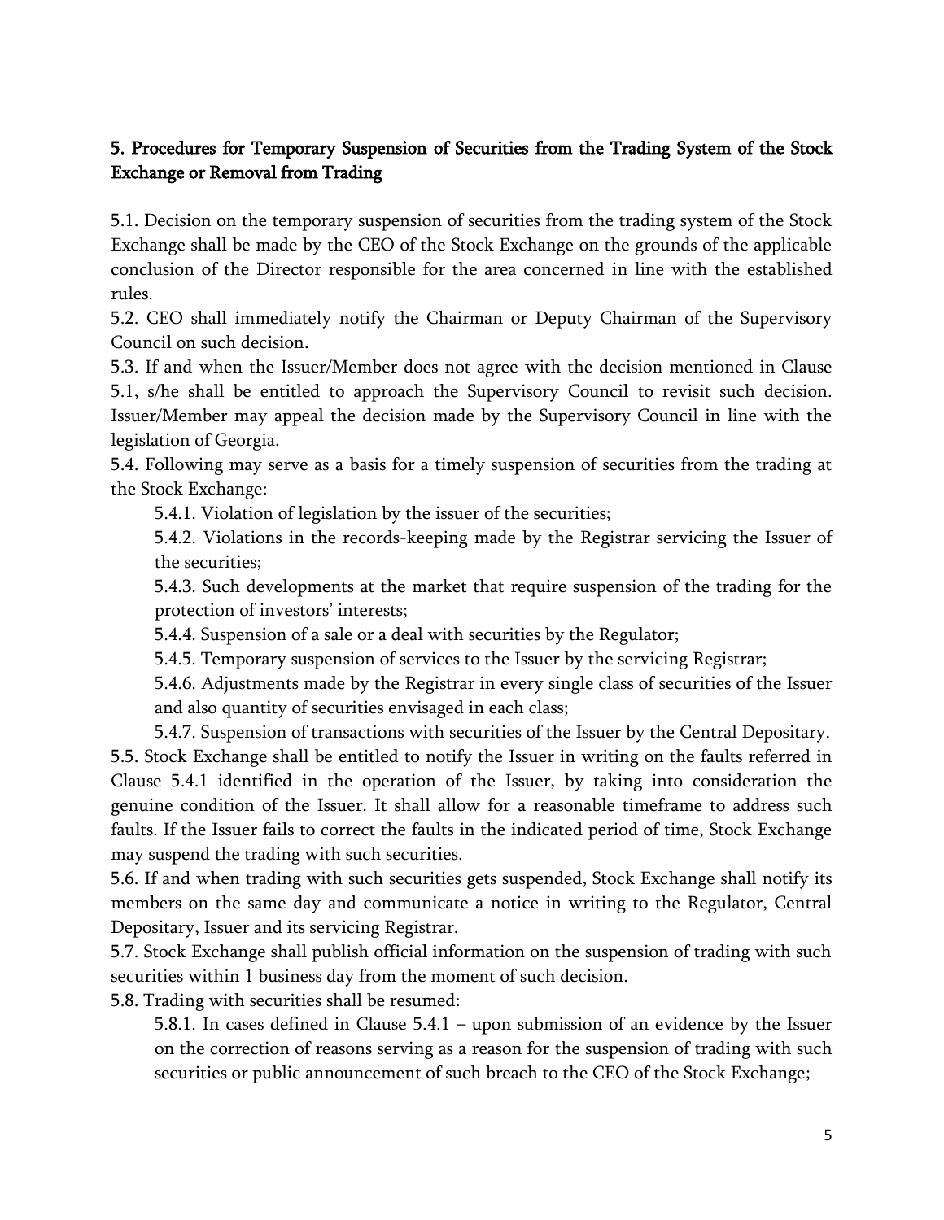## 5. Procedures for Temporary Suspension of Securities from the Trading System of the Stock Exchange or Removal from Trading

5.1. Decision on the temporary suspension of securities from the trading system of the Stock Exchange shall be made by the CEO of the Stock Exchange on the grounds of the applicable conclusion of the Director responsible for the area concerned in line with the established rules.

5.2. CEO shall immediately notify the Chairman or Deputy Chairman of the Supervisory Council on such decision.

5.3. If and when the Issuer/Member does not agree with the decision mentioned in Clause 5.1, s/he shall be entitled to approach the Supervisory Council to revisit such decision. Issuer/Member may appeal the decision made by the Supervisory Council in line with the legislation of Georgia.

5.4. Following may serve as a basis for a timely suspension of securities from the trading at the Stock Exchange:

- 5.4.1. Violation of legislation by the issuer of the securities;
- 5.4.2. Violations in the records-keeping made by the Registrar servicing the Issuer of the securities;
- 5.4.3. Such developments at the market that require suspension of the trading for the protection of investors' interests;
- 5.4.4. Suspension of a sale or a deal with securities by the Regulator;
- 5.4.5. Temporary suspension of services to the Issuer by the servicing Registrar;
- 5.4.6. Adjustments made by the Registrar in every single class of securities of the Issuer and also quantity of securities envisaged in each class;
- 5.4.7. Suspension of transactions with securities of the Issuer by the Central Depositary.

5.5. Stock Exchange shall be entitled to notify the Issuer in writing on the faults referred in Clause 5.4.1 identified in the operation of the Issuer, by taking into consideration the genuine condition of the Issuer. It shall allow for a reasonable timeframe to address such faults. If the Issuer fails to correct the faults in the indicated period of time, Stock Exchange may suspend the trading with such securities.

5.6. If and when trading with such securities gets suspended, Stock Exchange shall notify its members on the same day and communicate a notice in writing to the Regulator, Central Depositary, Issuer and its servicing Registrar.

5.7. Stock Exchange shall publish official information on the suspension of trading with such securities within 1 business day from the moment of such decision.

5.8. Trading with securities shall be resumed:

- 5.8.1. In cases defined in Clause 5.4.1 – upon submission of an evidence by the Issuer on the correction of reasons serving as a reason for the suspension of trading with such securities or public announcement of such breach to the CEO of the Stock Exchange;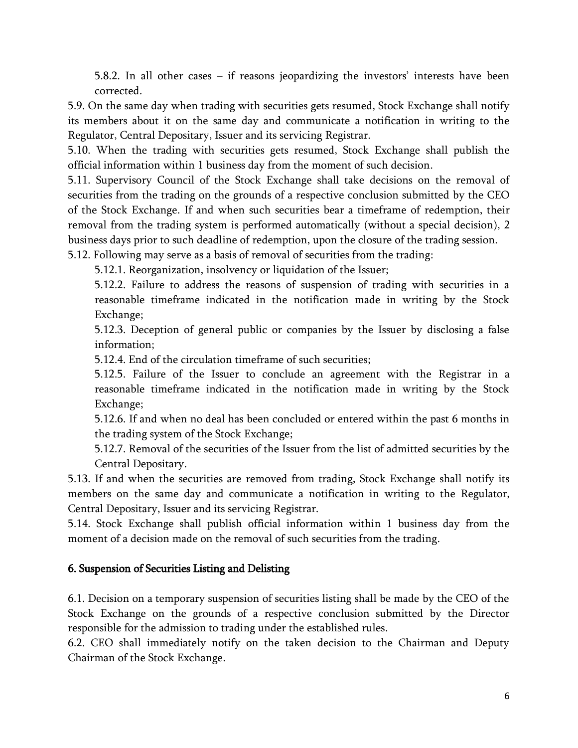5.8.2. In all other cases – if reasons jeopardizing the investors' interests have been corrected.

5.9. On the same day when trading with securities gets resumed, Stock Exchange shall notify its members about it on the same day and communicate a notification in writing to the Regulator, Central Depositary, Issuer and its servicing Registrar.

5.10. When the trading with securities gets resumed, Stock Exchange shall publish the official information within 1 business day from the moment of such decision.

5.11. Supervisory Council of the Stock Exchange shall take decisions on the removal of securities from the trading on the grounds of a respective conclusion submitted by the CEO of the Stock Exchange. If and when such securities bear a timeframe of redemption, their removal from the trading system is performed automatically (without a special decision), 2 business days prior to such deadline of redemption, upon the closure of the trading session.

5.12. Following may serve as a basis of removal of securities from the trading:

5.12.1. Reorganization, insolvency or liquidation of the Issuer;

5.12.2. Failure to address the reasons of suspension of trading with securities in a reasonable timeframe indicated in the notification made in writing by the Stock Exchange;

5.12.3. Deception of general public or companies by the Issuer by disclosing a false information;

5.12.4. End of the circulation timeframe of such securities;

5.12.5. Failure of the Issuer to conclude an agreement with the Registrar in a reasonable timeframe indicated in the notification made in writing by the Stock Exchange;

5.12.6. If and when no deal has been concluded or entered within the past 6 months in the trading system of the Stock Exchange;

5.12.7. Removal of the securities of the Issuer from the list of admitted securities by the Central Depositary.

5.13. If and when the securities are removed from trading, Stock Exchange shall notify its members on the same day and communicate a notification in writing to the Regulator, Central Depositary, Issuer and its servicing Registrar.

5.14. Stock Exchange shall publish official information within 1 business day from the moment of a decision made on the removal of such securities from the trading.

## 6. Suspension of Securities Listing and Delisting

6.1. Decision on a temporary suspension of securities listing shall be made by the CEO of the Stock Exchange on the grounds of a respective conclusion submitted by the Director responsible for the admission to trading under the established rules.

6.2. CEO shall immediately notify on the taken decision to the Chairman and Deputy Chairman of the Stock Exchange.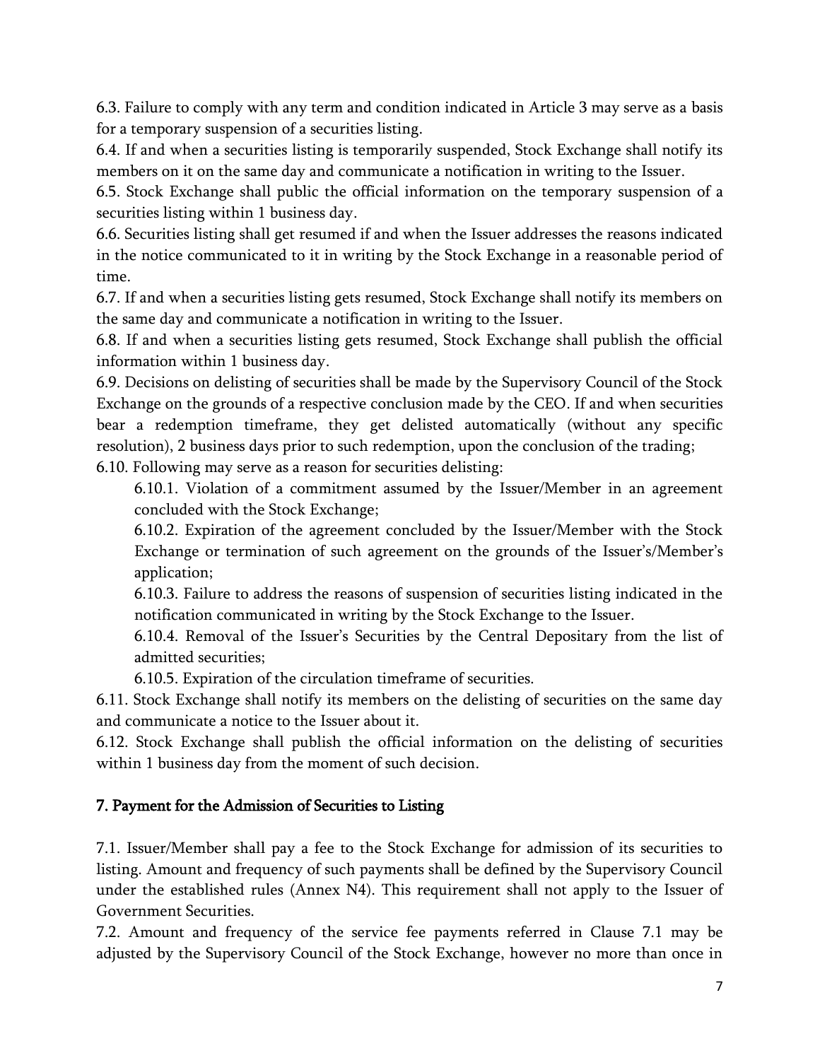6.3. Failure to comply with any term and condition indicated in Article 3 may serve as a basis for a temporary suspension of a securities listing.

6.4. If and when a securities listing is temporarily suspended, Stock Exchange shall notify its members on it on the same day and communicate a notification in writing to the Issuer.

6.5. Stock Exchange shall public the official information on the temporary suspension of a securities listing within 1 business day.

6.6. Securities listing shall get resumed if and when the Issuer addresses the reasons indicated in the notice communicated to it in writing by the Stock Exchange in a reasonable period of time.

6.7. If and when a securities listing gets resumed, Stock Exchange shall notify its members on the same day and communicate a notification in writing to the Issuer.

6.8. If and when a securities listing gets resumed, Stock Exchange shall publish the official information within 1 business day.

6.9. Decisions on delisting of securities shall be made by the Supervisory Council of the Stock Exchange on the grounds of a respective conclusion made by the CEO. If and when securities bear a redemption timeframe, they get delisted automatically (without any specific resolution), 2 business days prior to such redemption, upon the conclusion of the trading;

6.10. Following may serve as a reason for securities delisting:

- 6.10.1. Violation of a commitment assumed by the Issuer/Member in an agreement concluded with the Stock Exchange;
- 6.10.2. Expiration of the agreement concluded by the Issuer/Member with the Stock Exchange or termination of such agreement on the grounds of the Issuer's/Member's application;
- 6.10.3. Failure to address the reasons of suspension of securities listing indicated in the notification communicated in writing by the Stock Exchange to the Issuer.
- 6.10.4. Removal of the Issuer's Securities by the Central Depositary from the list of admitted securities;
- 6.10.5. Expiration of the circulation timeframe of securities.

6.11. Stock Exchange shall notify its members on the delisting of securities on the same day and communicate a notice to the Issuer about it.

6.12. Stock Exchange shall publish the official information on the delisting of securities within 1 business day from the moment of such decision.

## 7. Payment for the Admission of Securities to Listing

7.1. Issuer/Member shall pay a fee to the Stock Exchange for admission of its securities to listing. Amount and frequency of such payments shall be defined by the Supervisory Council under the established rules (Annex N4). This requirement shall not apply to the Issuer of Government Securities.

7.2. Amount and frequency of the service fee payments referred in Clause 7.1 may be adjusted by the Supervisory Council of the Stock Exchange, however no more than once in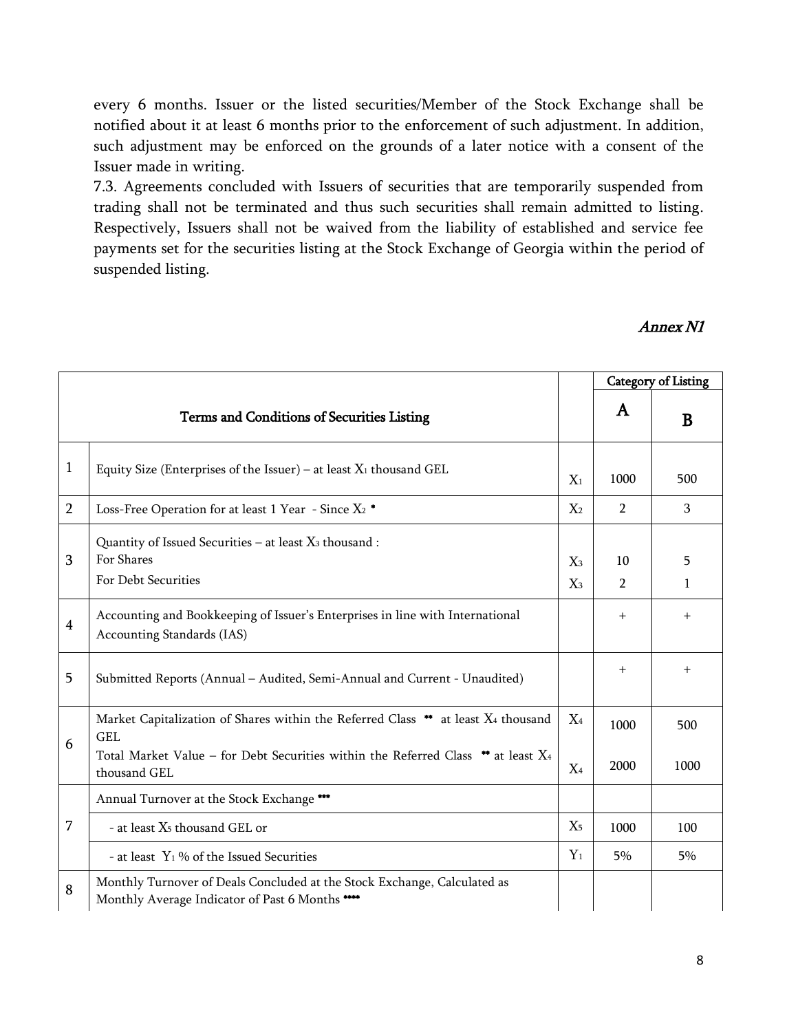every 6 months. Issuer or the listed securities/Member of the Stock Exchange shall be notified about it at least 6 months prior to the enforcement of such adjustment. In addition, such adjustment may be enforced on the grounds of a later notice with a consent of the Issuer made in writing.

7.3. Agreements concluded with Issuers of securities that are temporarily suspended from trading shall not be terminated and thus such securities shall remain admitted to listing. Respectively, Issuers shall not be waived from the liability of established and service fee payments set for the securities listing at the Stock Exchange of Georgia within the period of suspended listing.

*Annex N1*

| | Terms and Conditions of Securities Listing | | Category of Listing | |
|---|---|---|---|---|
| | | | **A** | **B** |
| 1 | Equity Size (Enterprises of the Issuer) – at least $X_1$ thousand GEL | $X_1$ | 1000 | 500 |
| 2 | Loss-Free Operation for at least 1 Year - Since $X_2$ * | $X_2$ | 2 | 3 |
| 3 | Quantity of Issued Securities – at least $X_3$ thousand :<br>For Shares<br>For Debt Securities | $X_3$<br>$X_3$ | 10<br>2 | 5<br>1 |
| 4 | Accounting and Bookkeeping of Issuer's Enterprises in line with International Accounting Standards (IAS) | | + | + |
| 5 | Submitted Reports (Annual – Audited, Semi-Annual and Current - Unaudited) | | + | + |
| 6 | Market Capitalization of Shares within the Referred Class ** at least $X_4$ thousand GEL<br>Total Market Value – for Debt Securities within the Referred Class ** at least $X_4$ thousand GEL | $X_4$<br>$X_4$ | 1000<br>2000 | 500<br>1000 |
| 7 | Annual Turnover at the Stock Exchange *** | | | |
| | - at least $X_5$ thousand GEL or | $X_5$ | 1000 | 100 |
| | - at least $Y_1$ % of the Issued Securities | $Y_1$ | 5% | 5% |
| 8 | Monthly Turnover of Deals Concluded at the Stock Exchange, Calculated as Monthly Average Indicator of Past 6 Months **** | | | |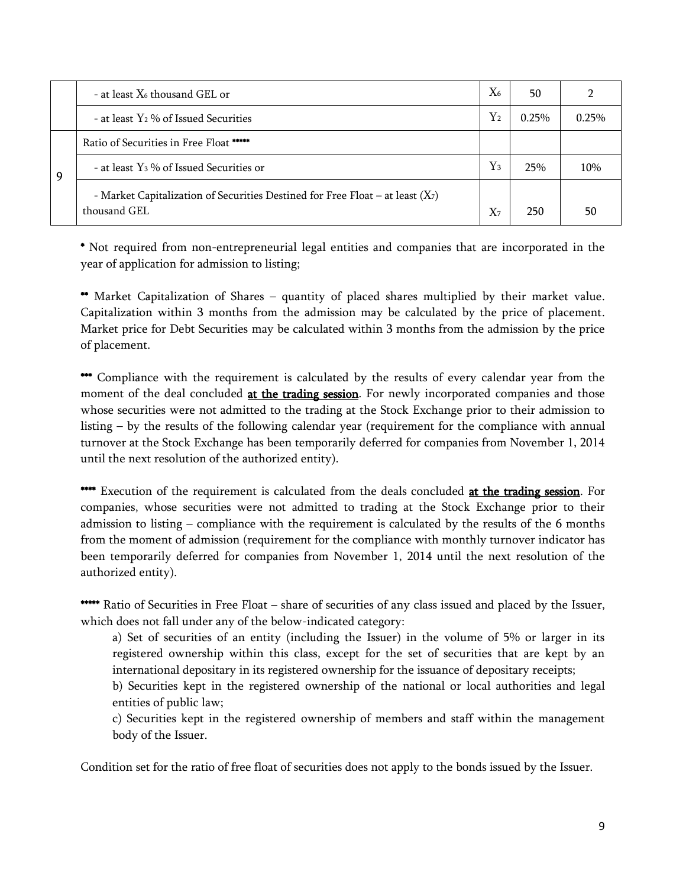| | | | | |
|---|---|---|---|---|
| | - at least $X_6$ thousand GEL or | $X_6$ | 50 | 2 |
| | - at least $Y_2$ % of Issued Securities | $Y_2$ | 0.25% | 0.25% |
| 9 | Ratio of Securities in Free Float ***** | | | |
| | - at least $Y_3$ % of Issued Securities or | $Y_3$ | 25% | 10% |
| | - Market Capitalization of Securities Destined for Free Float – at least ($X_7$) thousand GEL | $X_7$ | 250 | 50 |

* Not required from non-entrepreneurial legal entities and companies that are incorporated in the year of application for admission to listing;

** Market Capitalization of Shares – quantity of placed shares multiplied by their market value. Capitalization within 3 months from the admission may be calculated by the price of placement. Market price for Debt Securities may be calculated within 3 months from the admission by the price of placement.

*** Compliance with the requirement is calculated by the results of every calendar year from the moment of the deal concluded **at the trading session**. For newly incorporated companies and those whose securities were not admitted to the trading at the Stock Exchange prior to their admission to listing – by the results of the following calendar year (requirement for the compliance with annual turnover at the Stock Exchange has been temporarily deferred for companies from November 1, 2014 until the next resolution of the authorized entity).

**** Execution of the requirement is calculated from the deals concluded **at the trading session**. For companies, whose securities were not admitted to trading at the Stock Exchange prior to their admission to listing – compliance with the requirement is calculated by the results of the 6 months from the moment of admission (requirement for the compliance with monthly turnover indicator has been temporarily deferred for companies from November 1, 2014 until the next resolution of the authorized entity).

***** Ratio of Securities in Free Float – share of securities of any class issued and placed by the Issuer, which does not fall under any of the below-indicated category:

a) Set of securities of an entity (including the Issuer) in the volume of 5% or larger in its registered ownership within this class, except for the set of securities that are kept by an international depositary in its registered ownership for the issuance of depositary receipts;

b) Securities kept in the registered ownership of the national or local authorities and legal entities of public law;

c) Securities kept in the registered ownership of members and staff within the management body of the Issuer.

Condition set for the ratio of free float of securities does not apply to the bonds issued by the Issuer.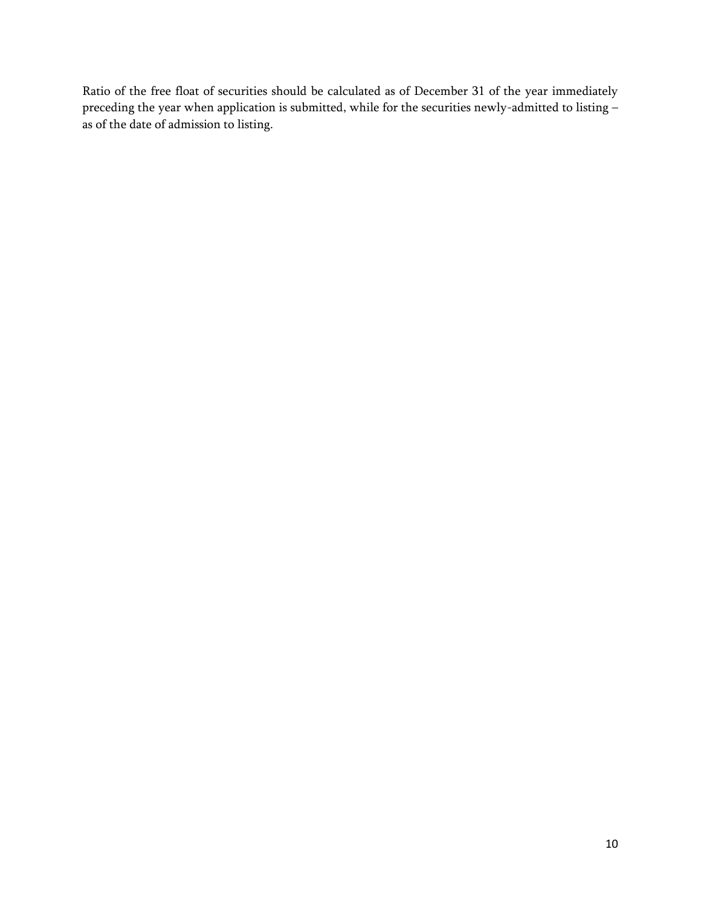Ratio of the free float of securities should be calculated as of December 31 of the year immediately preceding the year when application is submitted, while for the securities newly-admitted to listing – as of the date of admission to listing.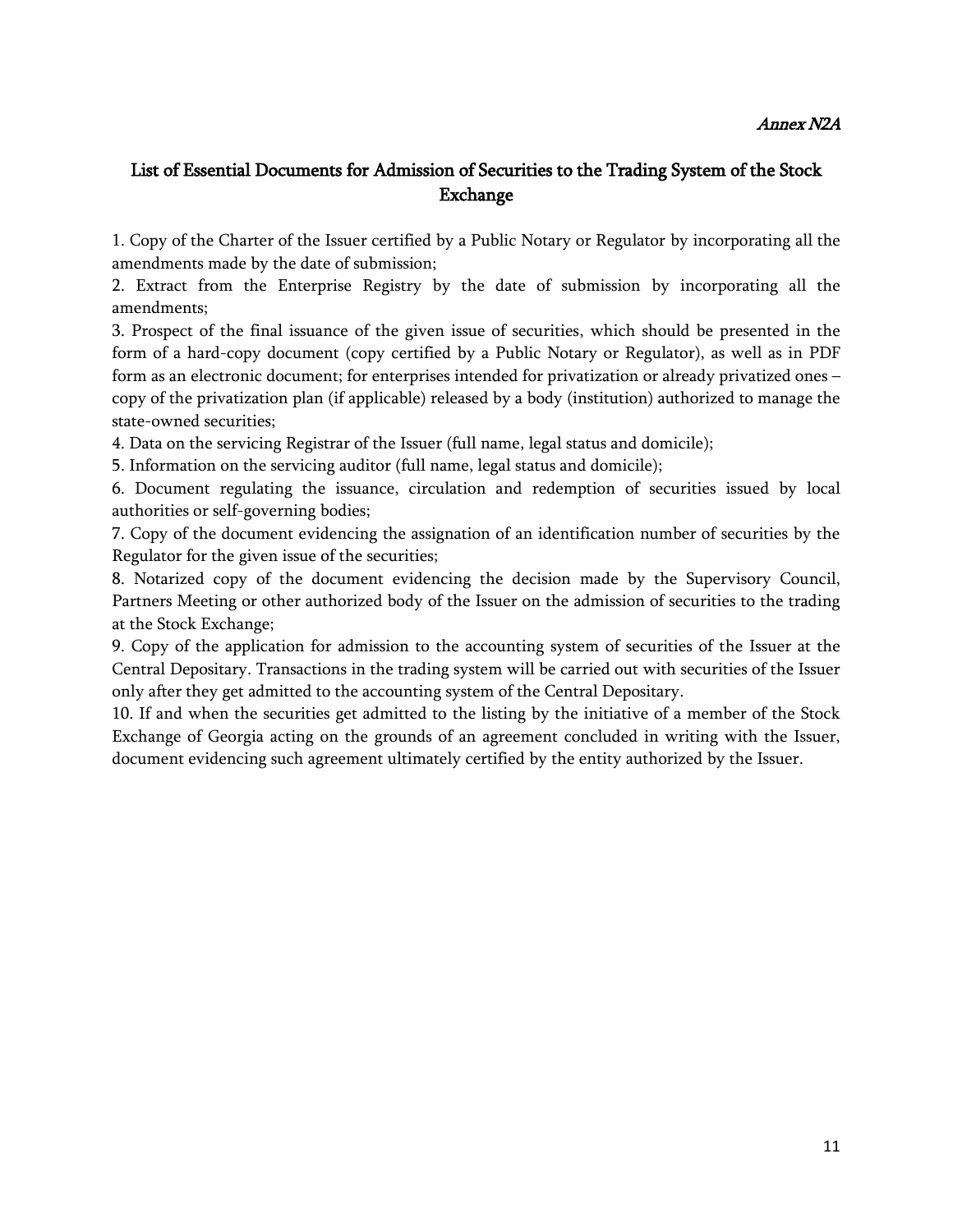*Annex N2A*

## List of Essential Documents for Admission of Securities to the Trading System of the Stock Exchange

1. Copy of the Charter of the Issuer certified by a Public Notary or Regulator by incorporating all the amendments made by the date of submission;
2. Extract from the Enterprise Registry by the date of submission by incorporating all the amendments;
3. Prospect of the final issuance of the given issue of securities, which should be presented in the form of a hard-copy document (copy certified by a Public Notary or Regulator), as well as in PDF form as an electronic document; for enterprises intended for privatization or already privatized ones – copy of the privatization plan (if applicable) released by a body (institution) authorized to manage the state-owned securities;
4. Data on the servicing Registrar of the Issuer (full name, legal status and domicile);
5. Information on the servicing auditor (full name, legal status and domicile);
6. Document regulating the issuance, circulation and redemption of securities issued by local authorities or self-governing bodies;
7. Copy of the document evidencing the assignation of an identification number of securities by the Regulator for the given issue of the securities;
8. Notarized copy of the document evidencing the decision made by the Supervisory Council, Partners Meeting or other authorized body of the Issuer on the admission of securities to the trading at the Stock Exchange;
9. Copy of the application for admission to the accounting system of securities of the Issuer at the Central Depositary. Transactions in the trading system will be carried out with securities of the Issuer only after they get admitted to the accounting system of the Central Depositary.
10. If and when the securities get admitted to the listing by the initiative of a member of the Stock Exchange of Georgia acting on the grounds of an agreement concluded in writing with the Issuer, document evidencing such agreement ultimately certified by the entity authorized by the Issuer.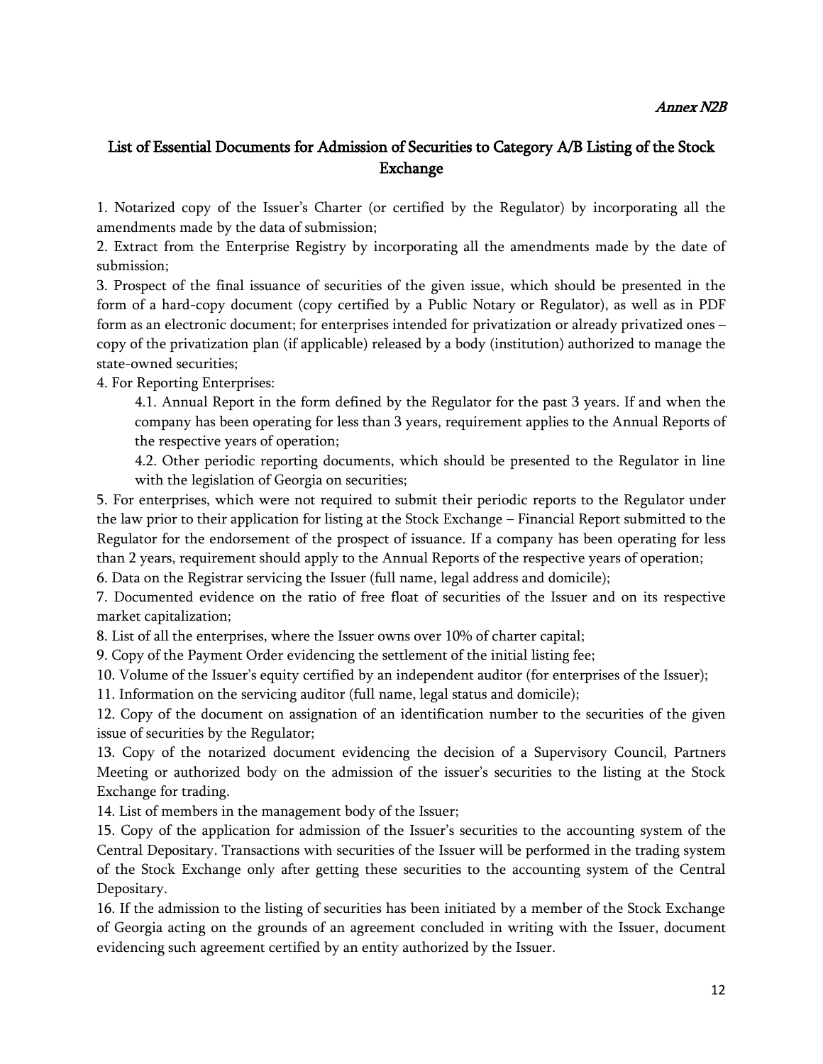*Annex N2B*

## List of Essential Documents for Admission of Securities to Category A/B Listing of the Stock Exchange

1. Notarized copy of the Issuer's Charter (or certified by the Regulator) by incorporating all the amendments made by the data of submission;
2. Extract from the Enterprise Registry by incorporating all the amendments made by the date of submission;
3. Prospect of the final issuance of securities of the given issue, which should be presented in the form of a hard-copy document (copy certified by a Public Notary or Regulator), as well as in PDF form as an electronic document; for enterprises intended for privatization or already privatized ones – copy of the privatization plan (if applicable) released by a body (institution) authorized to manage the state-owned securities;
4. For Reporting Enterprises:
    4.1. Annual Report in the form defined by the Regulator for the past 3 years. If and when the company has been operating for less than 3 years, requirement applies to the Annual Reports of the respective years of operation;
    4.2. Other periodic reporting documents, which should be presented to the Regulator in line with the legislation of Georgia on securities;
5. For enterprises, which were not required to submit their periodic reports to the Regulator under the law prior to their application for listing at the Stock Exchange – Financial Report submitted to the Regulator for the endorsement of the prospect of issuance. If a company has been operating for less than 2 years, requirement should apply to the Annual Reports of the respective years of operation;
6. Data on the Registrar servicing the Issuer (full name, legal address and domicile);
7. Documented evidence on the ratio of free float of securities of the Issuer and on its respective market capitalization;
8. List of all the enterprises, where the Issuer owns over 10% of charter capital;
9. Copy of the Payment Order evidencing the settlement of the initial listing fee;
10. Volume of the Issuer's equity certified by an independent auditor (for enterprises of the Issuer);
11. Information on the servicing auditor (full name, legal status and domicile);
12. Copy of the document on assignation of an identification number to the securities of the given issue of securities by the Regulator;
13. Copy of the notarized document evidencing the decision of a Supervisory Council, Partners Meeting or authorized body on the admission of the issuer's securities to the listing at the Stock Exchange for trading.
14. List of members in the management body of the Issuer;
15. Copy of the application for admission of the Issuer's securities to the accounting system of the Central Depositary. Transactions with securities of the Issuer will be performed in the trading system of the Stock Exchange only after getting these securities to the accounting system of the Central Depositary.
16. If the admission to the listing of securities has been initiated by a member of the Stock Exchange of Georgia acting on the grounds of an agreement concluded in writing with the Issuer, document evidencing such agreement certified by an entity authorized by the Issuer.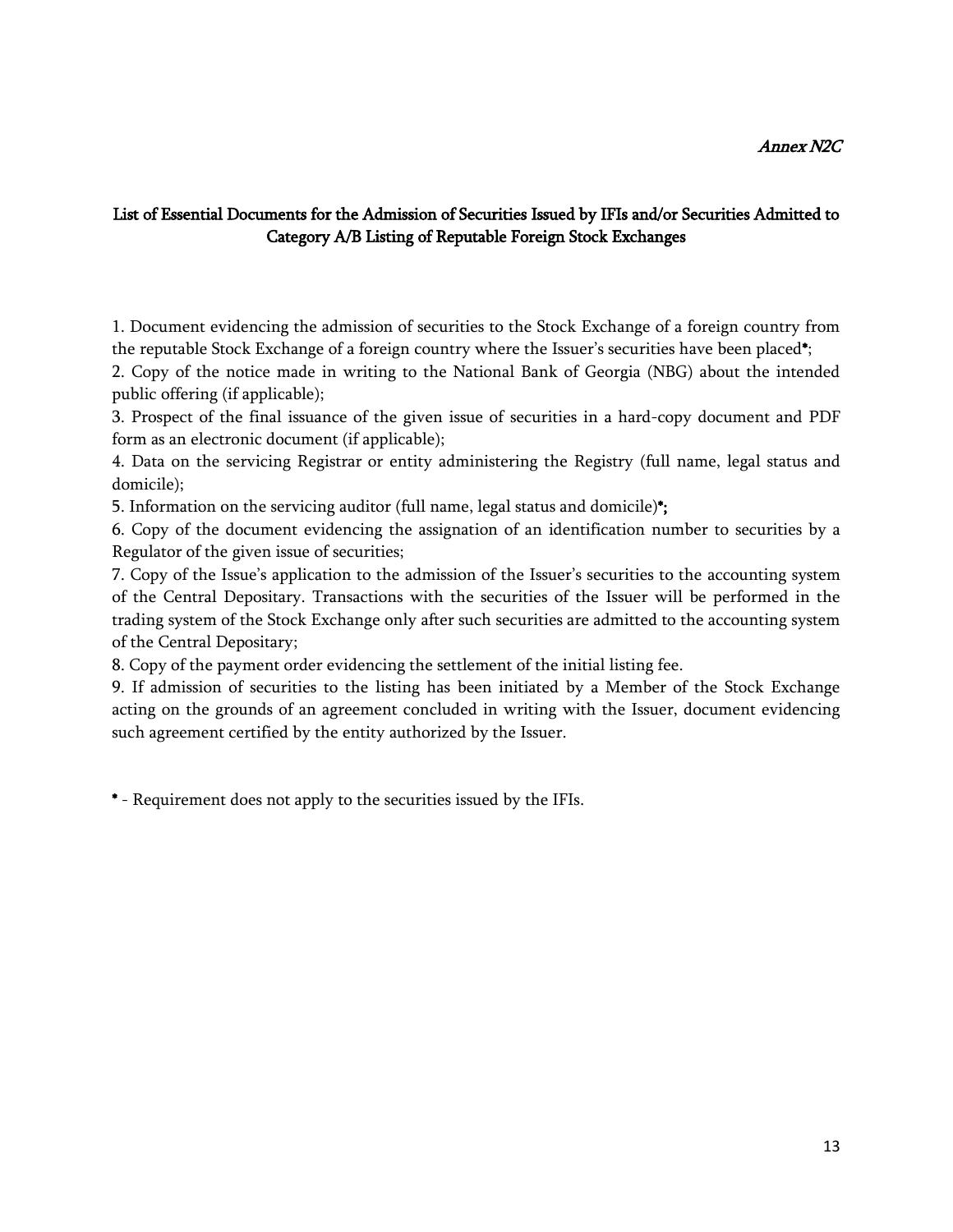*Annex N2C*

## List of Essential Documents for the Admission of Securities Issued by IFIs and/or Securities Admitted to Category A/B Listing of Reputable Foreign Stock Exchanges

1. Document evidencing the admission of securities to the Stock Exchange of a foreign country from the reputable Stock Exchange of a foreign country where the Issuer's securities have been placed*;
2. Copy of the notice made in writing to the National Bank of Georgia (NBG) about the intended public offering (if applicable);
3. Prospect of the final issuance of the given issue of securities in a hard-copy document and PDF form as an electronic document (if applicable);
4. Data on the servicing Registrar or entity administering the Registry (full name, legal status and domicile);
5. Information on the servicing auditor (full name, legal status and domicile)**\*;**
6. Copy of the document evidencing the assignation of an identification number to securities by a Regulator of the given issue of securities;
7. Copy of the Issue's application to the admission of the Issuer's securities to the accounting system of the Central Depositary. Transactions with the securities of the Issuer will be performed in the trading system of the Stock Exchange only after such securities are admitted to the accounting system of the Central Depositary;
8. Copy of the payment order evidencing the settlement of the initial listing fee.
9. If admission of securities to the listing has been initiated by a Member of the Stock Exchange acting on the grounds of an agreement concluded in writing with the Issuer, document evidencing such agreement certified by the entity authorized by the Issuer.

**\*** - Requirement does not apply to the securities issued by the IFIs.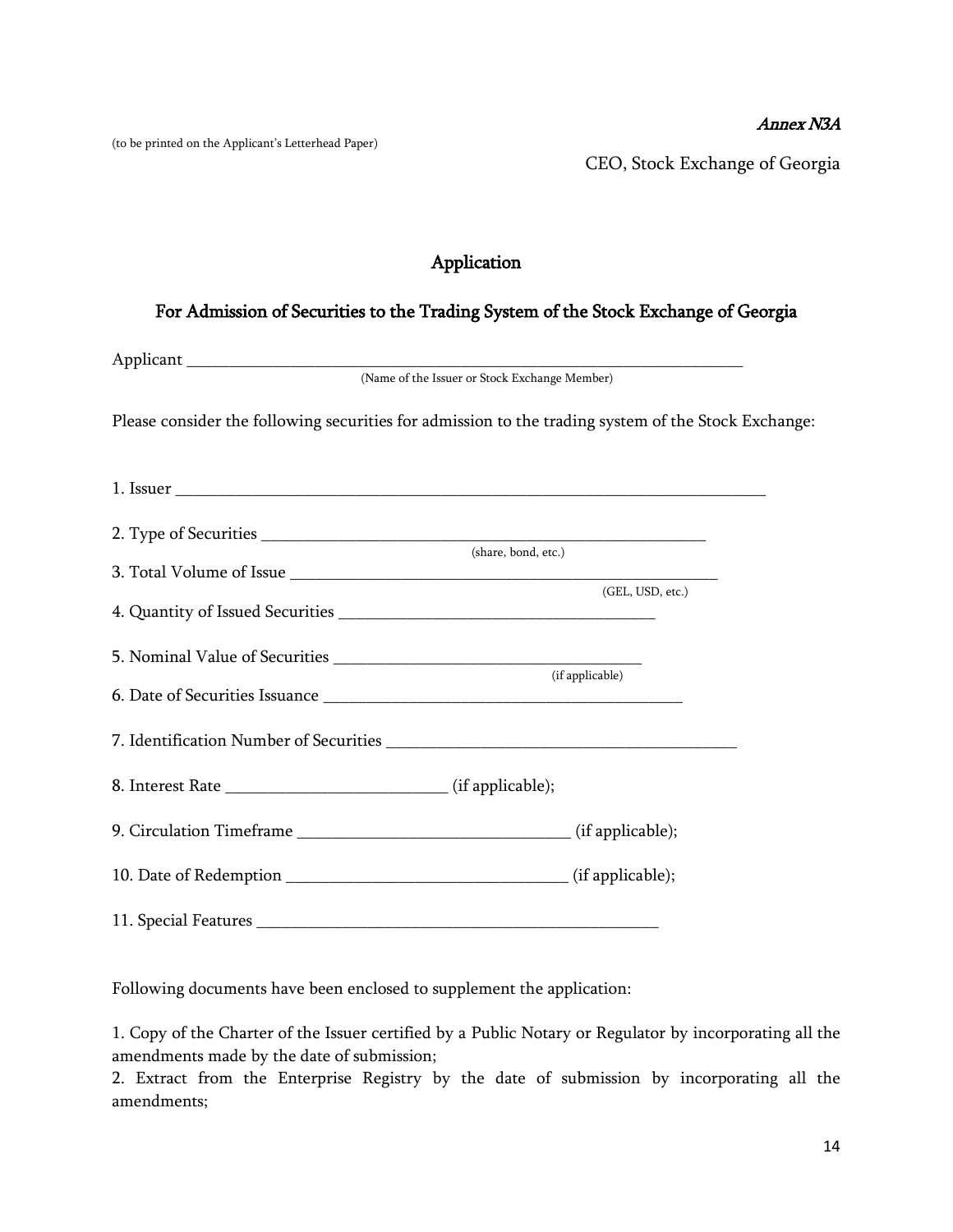*Annex N3A*

(to be printed on the Applicant's Letterhead Paper)

CEO, Stock Exchange of Georgia

# Application

## For Admission of Securities to the Trading System of the Stock Exchange of Georgia

Applicant ______________________________________________________________________
(Name of the Issuer or Stock Exchange Member)

Please consider the following securities for admission to the trading system of the Stock Exchange:

1. Issuer ___________________________________________________________________________

2. Type of Securities ______________________________________________________
(share, bond, etc.)

3. Total Volume of Issue ___________________________________________________
(GEL, USD, etc.)

4. Quantity of Issued Securities ______________________________________

5. Nominal Value of Securities ____________________________________
(if applicable)

6. Date of Securities Issuance ___________________________________________

7. Identification Number of Securities __________________________________________

8. Interest Rate __________________________ (if applicable);

9. Circulation Timeframe ________________________________ (if applicable);

10. Date of Redemption _________________________________ (if applicable);

11. Special Features _______________________________________________

Following documents have been enclosed to supplement the application:

1. Copy of the Charter of the Issuer certified by a Public Notary or Regulator by incorporating all the amendments made by the date of submission;
2. Extract from the Enterprise Registry by the date of submission by incorporating all the amendments;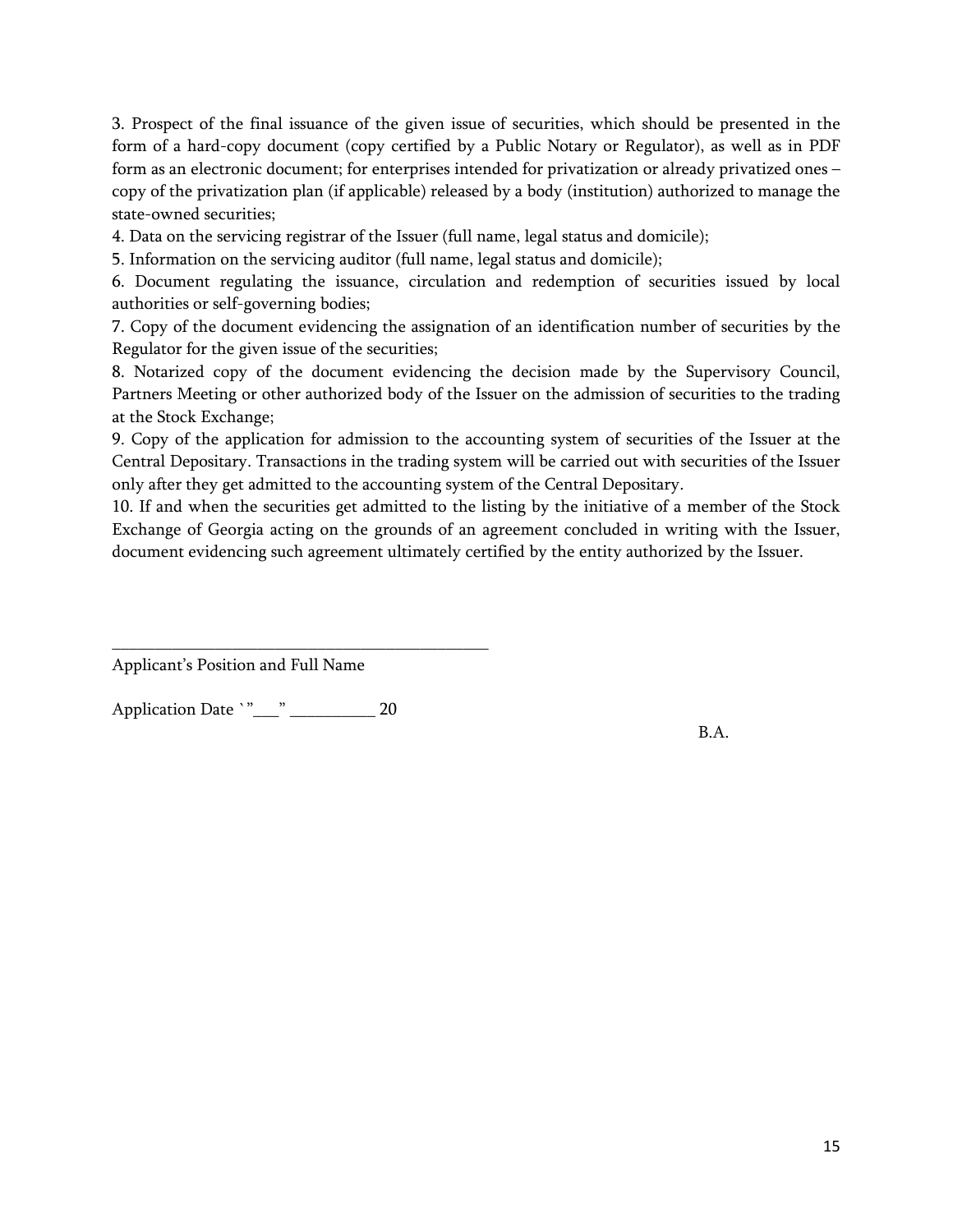3. Prospect of the final issuance of the given issue of securities, which should be presented in the form of a hard-copy document (copy certified by a Public Notary or Regulator), as well as in PDF form as an electronic document; for enterprises intended for privatization or already privatized ones – copy of the privatization plan (if applicable) released by a body (institution) authorized to manage the state-owned securities;

4. Data on the servicing registrar of the Issuer (full name, legal status and domicile);

5. Information on the servicing auditor (full name, legal status and domicile);

6. Document regulating the issuance, circulation and redemption of securities issued by local authorities or self-governing bodies;

7. Copy of the document evidencing the assignation of an identification number of securities by the Regulator for the given issue of the securities;

8. Notarized copy of the document evidencing the decision made by the Supervisory Council, Partners Meeting or other authorized body of the Issuer on the admission of securities to the trading at the Stock Exchange;

9. Copy of the application for admission to the accounting system of securities of the Issuer at the Central Depositary. Transactions in the trading system will be carried out with securities of the Issuer only after they get admitted to the accounting system of the Central Depositary.

10. If and when the securities get admitted to the listing by the initiative of a member of the Stock Exchange of Georgia acting on the grounds of an agreement concluded in writing with the Issuer, document evidencing such agreement ultimately certified by the entity authorized by the Issuer.

_______________________________________________

Applicant's Position and Full Name

Application Date `"___" __________ 20

B.A.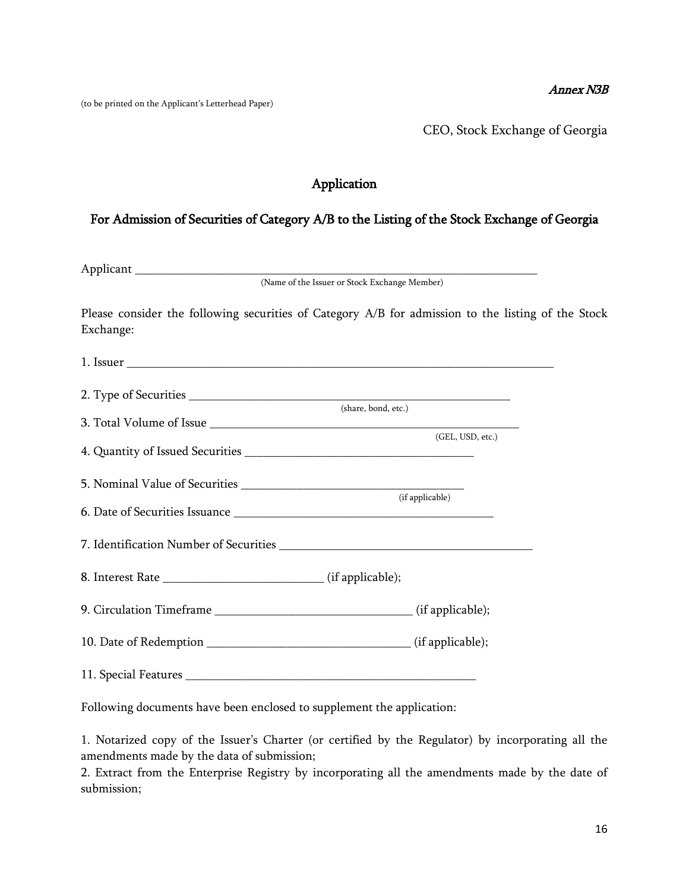*Annex N3B*

(to be printed on the Applicant's Letterhead Paper)

CEO, Stock Exchange of Georgia

## Application

## For Admission of Securities of Category A/B to the Listing of the Stock Exchange of Georgia

Applicant ______________________________________________________________________
(Name of the Issuer or Stock Exchange Member)

Please consider the following securities of Category A/B for admission to the listing of the Stock Exchange:

1. Issuer ___________________________________________________________________________

2. Type of Securities _____________________________________________________
(share, bond, etc.)

3. Total Volume of Issue ___________________________________________________
(GEL, USD, etc.)

4. Quantity of Issued Securities ____________________________________

5. Nominal Value of Securities ____________________________________
(if applicable)

6. Date of Securities Issuance __________________________________________

7. Identification Number of Securities _________________________________________

8. Interest Rate _________________________ (if applicable);

9. Circulation Timeframe ________________________________ (if applicable);

10. Date of Redemption ________________________________ (if applicable);

11. Special Features _______________________________________________

Following documents have been enclosed to supplement the application:

1. Notarized copy of the Issuer's Charter (or certified by the Regulator) by incorporating all the amendments made by the data of submission;
2. Extract from the Enterprise Registry by incorporating all the amendments made by the date of submission;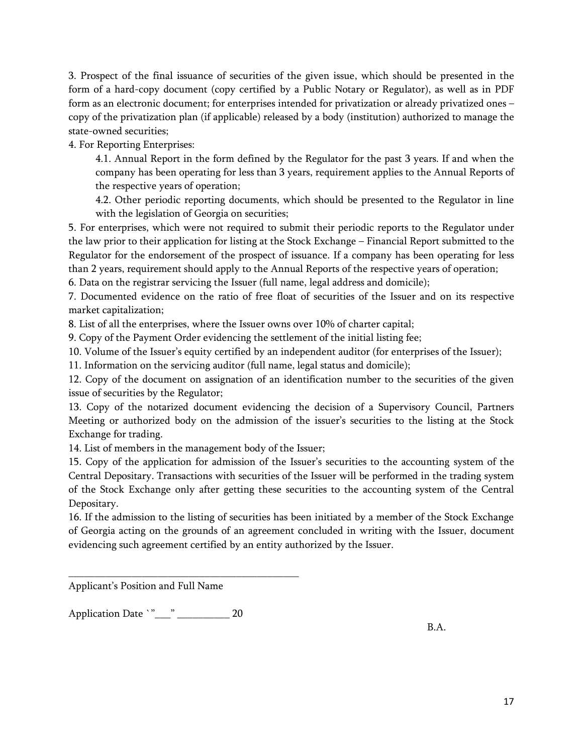3. Prospect of the final issuance of securities of the given issue, which should be presented in the form of a hard-copy document (copy certified by a Public Notary or Regulator), as well as in PDF form as an electronic document; for enterprises intended for privatization or already privatized ones – copy of the privatization plan (if applicable) released by a body (institution) authorized to manage the state-owned securities;

4. For Reporting Enterprises:

    4.1. Annual Report in the form defined by the Regulator for the past 3 years. If and when the company has been operating for less than 3 years, requirement applies to the Annual Reports of the respective years of operation;

    4.2. Other periodic reporting documents, which should be presented to the Regulator in line with the legislation of Georgia on securities;

5. For enterprises, which were not required to submit their periodic reports to the Regulator under the law prior to their application for listing at the Stock Exchange – Financial Report submitted to the Regulator for the endorsement of the prospect of issuance. If a company has been operating for less than 2 years, requirement should apply to the Annual Reports of the respective years of operation;

6. Data on the registrar servicing the Issuer (full name, legal address and domicile);

7. Documented evidence on the ratio of free float of securities of the Issuer and on its respective market capitalization;

8. List of all the enterprises, where the Issuer owns over 10% of charter capital;

9. Copy of the Payment Order evidencing the settlement of the initial listing fee;

10. Volume of the Issuer's equity certified by an independent auditor (for enterprises of the Issuer);

11. Information on the servicing auditor (full name, legal status and domicile);

12. Copy of the document on assignation of an identification number to the securities of the given issue of securities by the Regulator;

13. Copy of the notarized document evidencing the decision of a Supervisory Council, Partners Meeting or authorized body on the admission of the issuer's securities to the listing at the Stock Exchange for trading.

14. List of members in the management body of the Issuer;

15. Copy of the application for admission of the Issuer's securities to the accounting system of the Central Depositary. Transactions with securities of the Issuer will be performed in the trading system of the Stock Exchange only after getting these securities to the accounting system of the Central Depositary.

16. If the admission to the listing of securities has been initiated by a member of the Stock Exchange of Georgia acting on the grounds of an agreement concluded in writing with the Issuer, document evidencing such agreement certified by an entity authorized by the Issuer.

\_\_\_\_\_\_\_\_\_\_\_\_\_\_\_\_\_\_\_\_\_\_\_\_\_\_\_\_\_\_\_\_\_\_\_\_\_\_\_\_\_\_\_\_

Applicant's Position and Full Name

Application Date `"\_\_\_" \_\_\_\_\_\_\_\_\_\_ 20

B.A.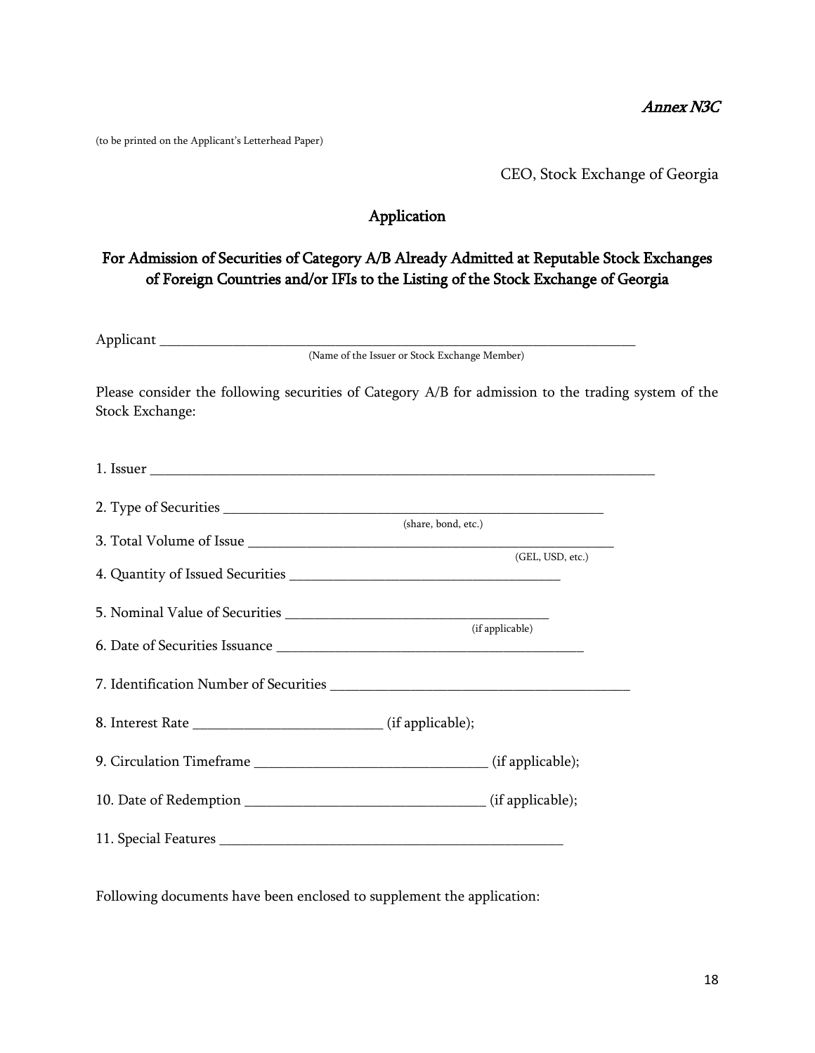*Annex N3C*

(to be printed on the Applicant's Letterhead Paper)

CEO, Stock Exchange of Georgia

## Application

## For Admission of Securities of Category A/B Already Admitted at Reputable Stock Exchanges of Foreign Countries and/or IFIs to the Listing of the Stock Exchange of Georgia

Applicant ______________________________________________________________________
(Name of the Issuer or Stock Exchange Member)

Please consider the following securities of Category A/B for admission to the trading system of the Stock Exchange:

1. Issuer ______________________________________________________________________

2. Type of Securities ___________________________________________________
(share, bond, etc.)

3. Total Volume of Issue ________________________________________________
(GEL, USD, etc.)

4. Quantity of Issued Securities ___________________________________

5. Nominal Value of Securities __________________________________
(if applicable)

6. Date of Securities Issuance ________________________________________

7. Identification Number of Securities _______________________________________

8. Interest Rate _________________________ (if applicable);

9. Circulation Timeframe _______________________________ (if applicable);

10. Date of Redemption _______________________________ (if applicable);

11. Special Features _______________________________________________

Following documents have been enclosed to supplement the application: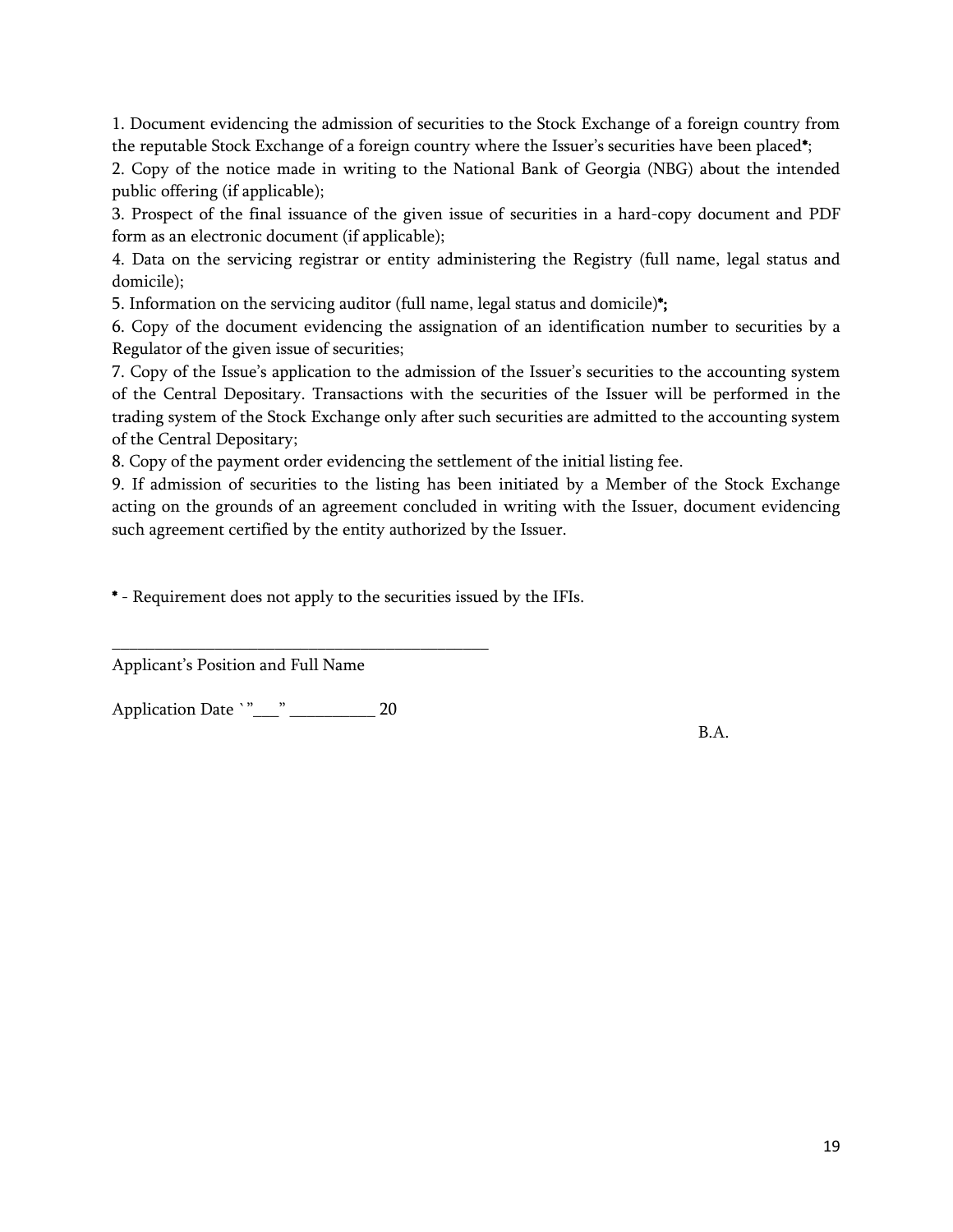1. Document evidencing the admission of securities to the Stock Exchange of a foreign country from the reputable Stock Exchange of a foreign country where the Issuer's securities have been placed**\***;
2. Copy of the notice made in writing to the National Bank of Georgia (NBG) about the intended public offering (if applicable);
3. Prospect of the final issuance of the given issue of securities in a hard-copy document and PDF form as an electronic document (if applicable);
4. Data on the servicing registrar or entity administering the Registry (full name, legal status and domicile);
5. Information on the servicing auditor (full name, legal status and domicile)**\*;**
6. Copy of the document evidencing the assignation of an identification number to securities by a Regulator of the given issue of securities;
7. Copy of the Issue's application to the admission of the Issuer's securities to the accounting system of the Central Depositary. Transactions with the securities of the Issuer will be performed in the trading system of the Stock Exchange only after such securities are admitted to the accounting system of the Central Depositary;
8. Copy of the payment order evidencing the settlement of the initial listing fee.
9. If admission of securities to the listing has been initiated by a Member of the Stock Exchange acting on the grounds of an agreement concluded in writing with the Issuer, document evidencing such agreement certified by the entity authorized by the Issuer.

**\*** - Requirement does not apply to the securities issued by the IFIs.

_____________________________________________

Applicant's Position and Full Name

Application Date `"___" __________ 20

B.A.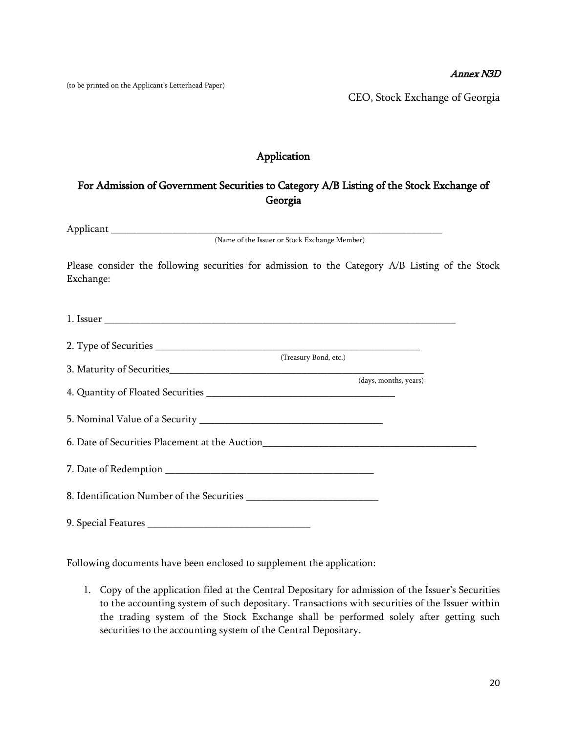*Annex N3D*

(to be printed on the Applicant's Letterhead Paper)

CEO, Stock Exchange of Georgia

## Application

## For Admission of Government Securities to Category A/B Listing of the Stock Exchange of Georgia

Applicant ______________________________________________________________________
(Name of the Issuer or Stock Exchange Member)

Please consider the following securities for admission to the Category A/B Listing of the Stock Exchange:

1. Issuer ___________________________________________________________________________

2. Type of Securities _______________________________________________________
(Treasury Bond, etc.)

3. Maturity of Securities_____________________________________________________
(days, months, years)

4. Quantity of Floated Securities ________________________________________

5. Nominal Value of a Security _______________________________________

6. Date of Securities Placement at the Auction______________________________________________

7. Date of Redemption ____________________________________________

8. Identification Number of the Securities ____________________________

9. Special Features __________________________________

Following documents have been enclosed to supplement the application:

1. Copy of the application filed at the Central Depositary for admission of the Issuer's Securities to the accounting system of such depositary. Transactions with securities of the Issuer within the trading system of the Stock Exchange shall be performed solely after getting such securities to the accounting system of the Central Depositary.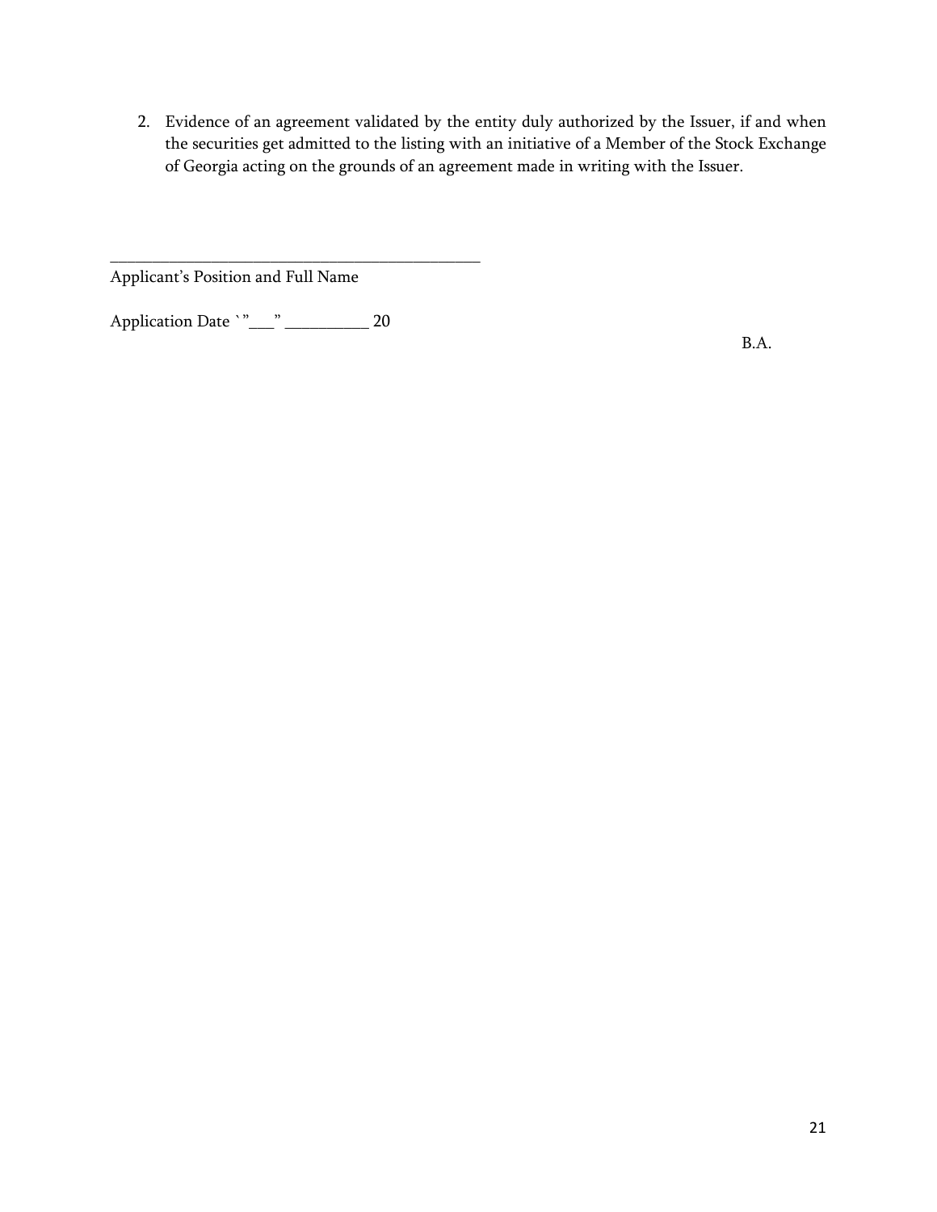2. Evidence of an agreement validated by the entity duly authorized by the Issuer, if and when the securities get admitted to the listing with an initiative of a Member of the Stock Exchange of Georgia acting on the grounds of an agreement made in writing with the Issuer.

_____________________________________________
Applicant's Position and Full Name

Application Date `"___" __________ 20

B.A.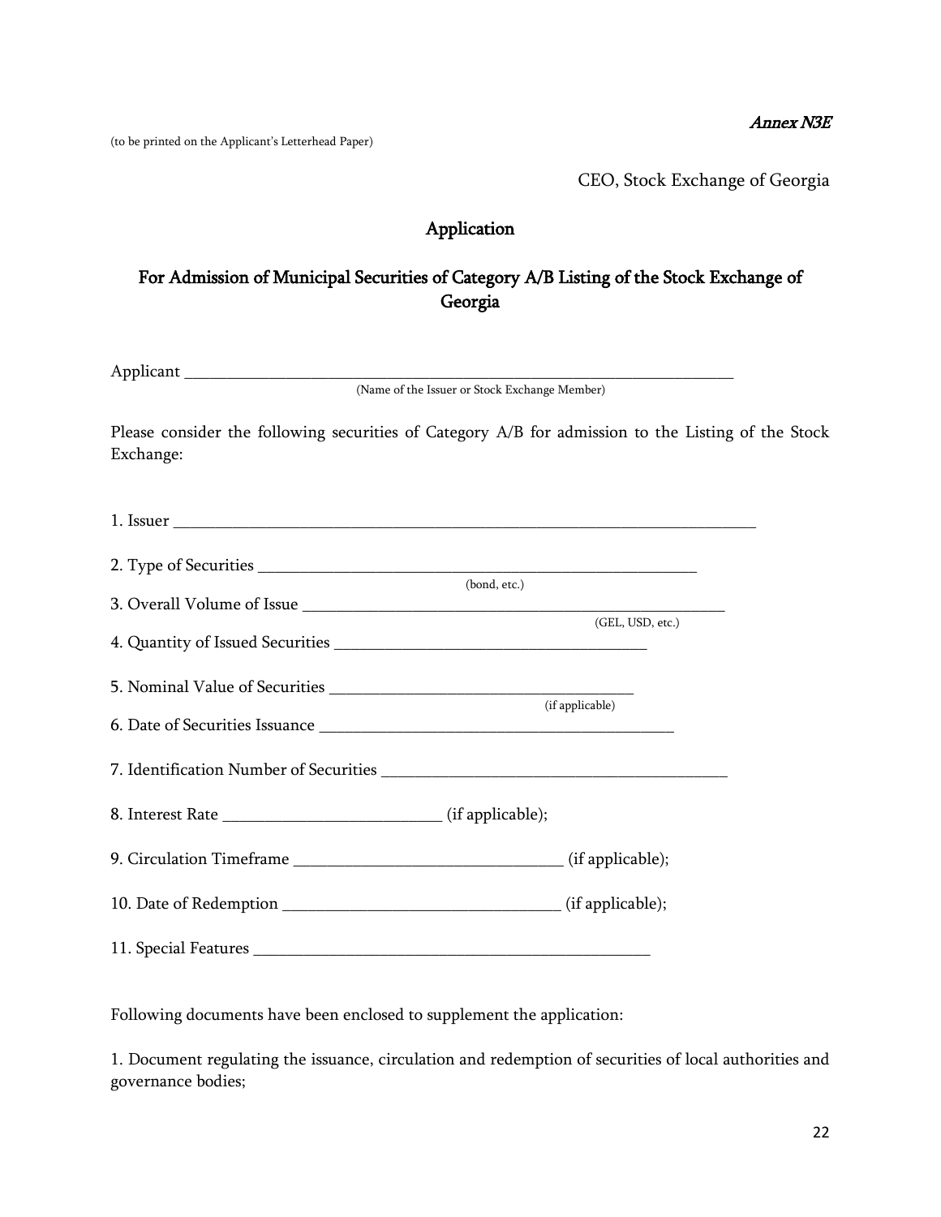*Annex N3E*

(to be printed on the Applicant's Letterhead Paper)

CEO, Stock Exchange of Georgia

# Application

## For Admission of Municipal Securities of Category A/B Listing of the Stock Exchange of Georgia

Applicant ___________________________________________________________________
(Name of the Issuer or Stock Exchange Member)

Please consider the following securities of Category A/B for admission to the Listing of the Stock Exchange:

1. Issuer _______________________________________________________________________

2. Type of Securities ___________________________________________________
(bond, etc.)

3. Overall Volume of Issue ______________________________________________
(GEL, USD, etc.)

4. Quantity of Issued Securities ___________________________________

5. Nominal Value of Securities ___________________________________
(if applicable)

6. Date of Securities Issuance _________________________________________

7. Identification Number of Securities ______________________________________

8. Interest Rate _________________________ (if applicable);

9. Circulation Timeframe ______________________________ (if applicable);

10. Date of Redemption ______________________________ (if applicable);

11. Special Features ____________________________________________

Following documents have been enclosed to supplement the application:

1. Document regulating the issuance, circulation and redemption of securities of local authorities and governance bodies;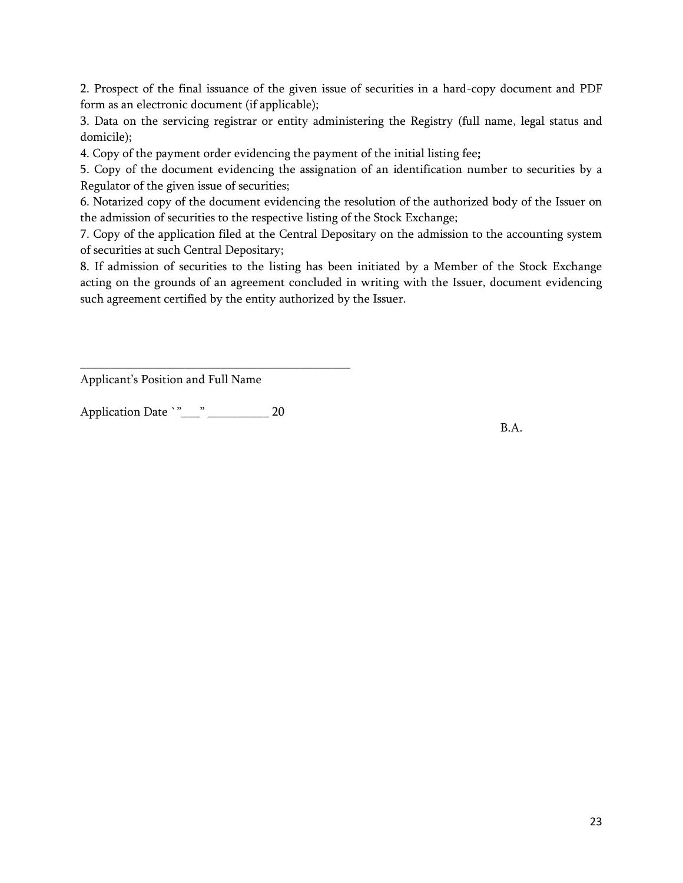2. Prospect of the final issuance of the given issue of securities in a hard-copy document and PDF form as an electronic document (if applicable);

3. Data on the servicing registrar or entity administering the Registry (full name, legal status and domicile);

4. Copy of the payment order evidencing the payment of the initial listing fee**;**

5. Copy of the document evidencing the assignation of an identification number to securities by a Regulator of the given issue of securities;

6. Notarized copy of the document evidencing the resolution of the authorized body of the Issuer on the admission of securities to the respective listing of the Stock Exchange;

7. Copy of the application filed at the Central Depositary on the admission to the accounting system of securities at such Central Depositary;

8. If admission of securities to the listing has been initiated by a Member of the Stock Exchange acting on the grounds of an agreement concluded in writing with the Issuer, document evidencing such agreement certified by the entity authorized by the Issuer.

_____________________________________________

Applicant's Position and Full Name

Application Date `"___" __________ 20

B.A.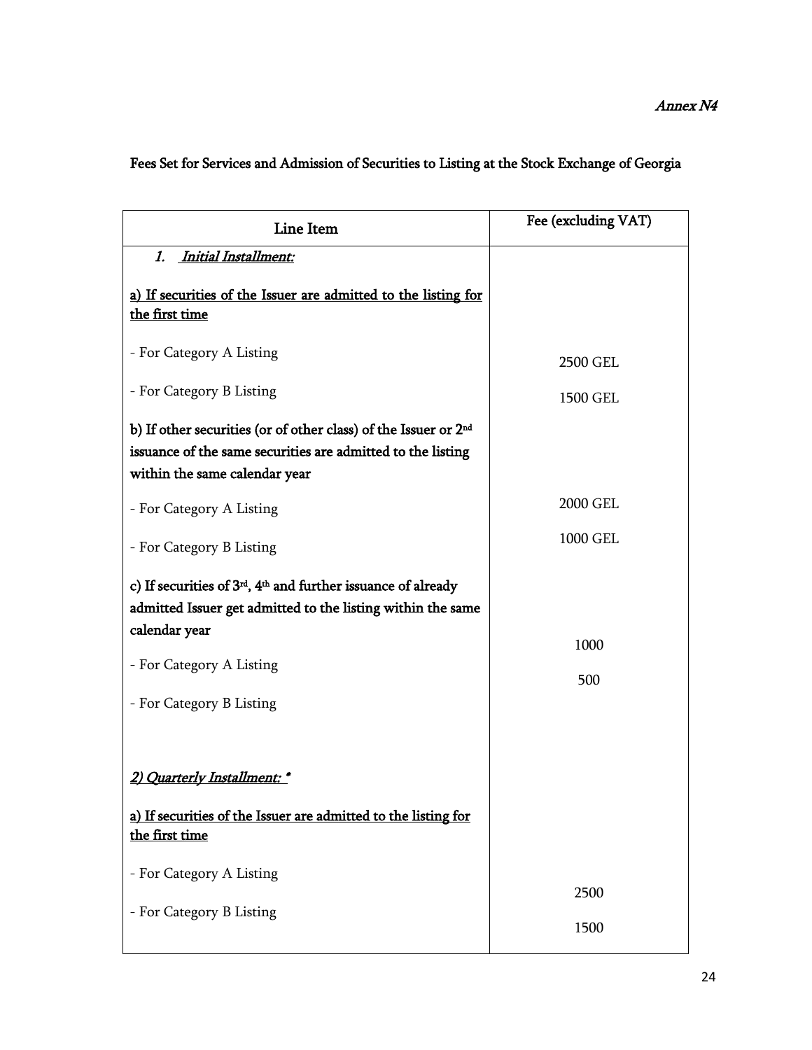*Annex N4*

Fees Set for Services and Admission of Securities to Listing at the Stock Exchange of Georgia

| Line Item | Fee (excluding VAT) |
|---|---|
| *1. Initial Installment:* | |
| a) If securities of the Issuer are admitted to the listing for the first time | |
| - For Category A Listing | 2500 GEL |
| - For Category B Listing | 1500 GEL |
| b) If other securities (or of other class) of the Issuer or 2nd issuance of the same securities are admitted to the listing within the same calendar year | |
| - For Category A Listing | 2000 GEL |
| - For Category B Listing | 1000 GEL |
| c) If securities of 3rd, 4th and further issuance of already admitted Issuer get admitted to the listing within the same calendar year | |
| - For Category A Listing | 1000 |
| - For Category B Listing | 500 |
| *2) Quarterly Installment: ** | |
| a) If securities of the Issuer are admitted to the listing for the first time | |
| - For Category A Listing | 2500 |
| - For Category B Listing | 1500 |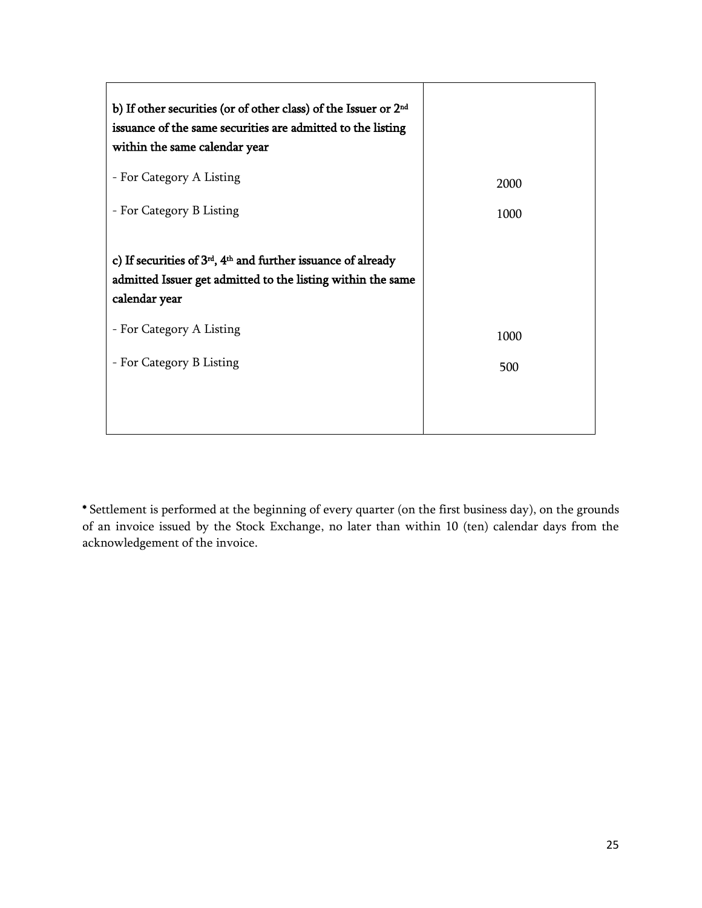| | |
|---|---|
| **b) If other securities (or of other class) of the Issuer or 2nd issuance of the same securities are admitted to the listing within the same calendar year** | |
| - For Category A Listing | 2000 |
| - For Category B Listing | 1000 |
| **c) If securities of 3rd, 4th and further issuance of already admitted Issuer get admitted to the listing within the same calendar year** | |
| - For Category A Listing | 1000 |
| - For Category B Listing | 500 |

**\*** Settlement is performed at the beginning of every quarter (on the first business day), on the grounds of an invoice issued by the Stock Exchange, no later than within 10 (ten) calendar days from the acknowledgement of the invoice.